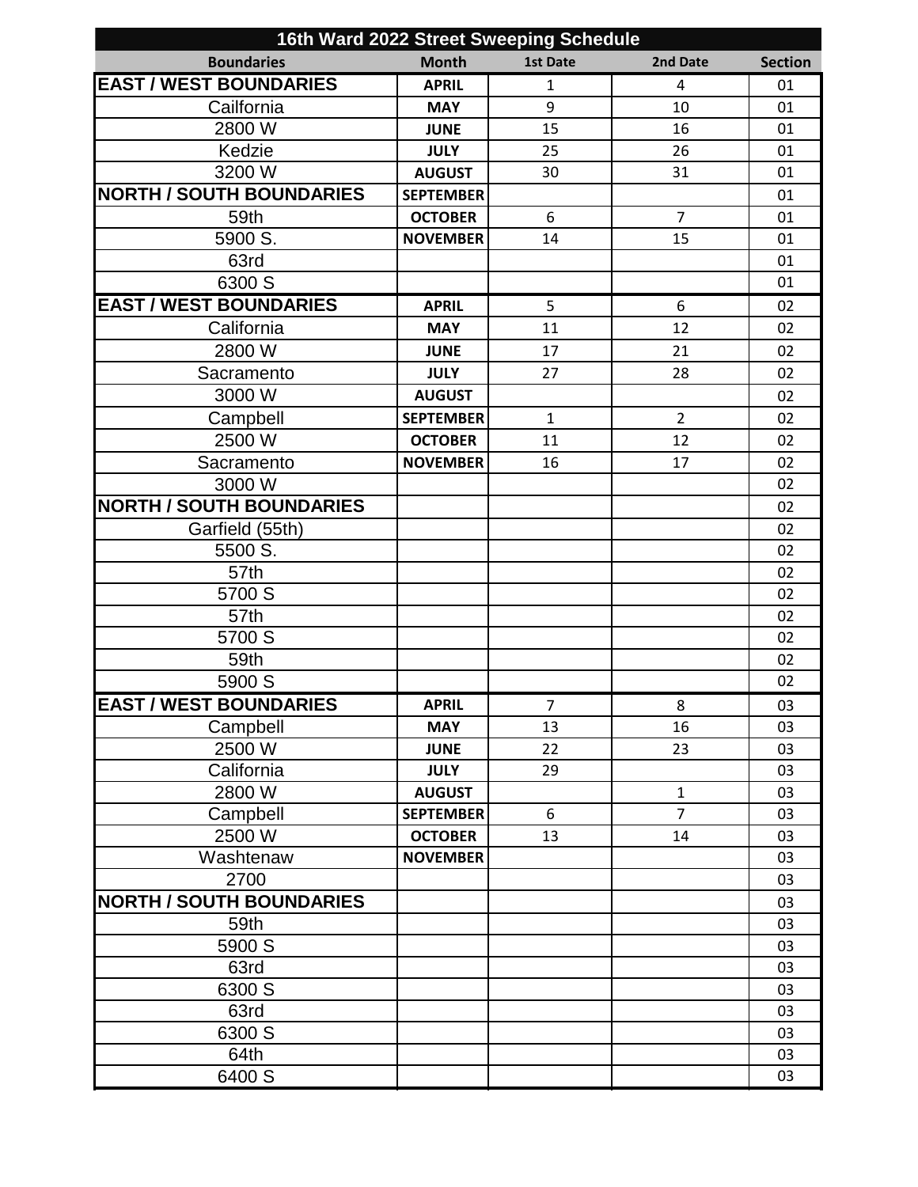# 16th Ward 2022 Street Sweeping Schedule

| Boundaries | Month | 1st Date | 2nd Date | Section |
|---|---|---|---|---|
| **EAST / WEST BOUNDARIES** | **APRIL** | 1 | 4 | 01 |
| Cailfornia | **MAY** | 9 | 10 | 01 |
| 2800 W | **JUNE** | 15 | 16 | 01 |
| Kedzie | **JULY** | 25 | 26 | 01 |
| 3200 W | **AUGUST** | 30 | 31 | 01 |
| **NORTH / SOUTH BOUNDARIES** | **SEPTEMBER** | | | 01 |
| 59th | **OCTOBER** | 6 | 7 | 01 |
| 5900 S. | **NOVEMBER** | 14 | 15 | 01 |
| 63rd | | | | 01 |
| 6300 S | | | | 01 |
| **EAST / WEST BOUNDARIES** | **APRIL** | 5 | 6 | 02 |
| California | **MAY** | 11 | 12 | 02 |
| 2800 W | **JUNE** | 17 | 21 | 02 |
| Sacramento | **JULY** | 27 | 28 | 02 |
| 3000 W | **AUGUST** | | | 02 |
| Campbell | **SEPTEMBER** | 1 | 2 | 02 |
| 2500 W | **OCTOBER** | 11 | 12 | 02 |
| Sacramento | **NOVEMBER** | 16 | 17 | 02 |
| 3000 W | | | | 02 |
| **NORTH / SOUTH BOUNDARIES** | | | | 02 |
| Garfield (55th) | | | | 02 |
| 5500 S. | | | | 02 |
| 57th | | | | 02 |
| 5700 S | | | | 02 |
| 57th | | | | 02 |
| 5700 S | | | | 02 |
| 59th | | | | 02 |
| 5900 S | | | | 02 |
| **EAST / WEST BOUNDARIES** | **APRIL** | 7 | 8 | 03 |
| Campbell | **MAY** | 13 | 16 | 03 |
| 2500 W | **JUNE** | 22 | 23 | 03 |
| California | **JULY** | 29 | | 03 |
| 2800 W | **AUGUST** | | 1 | 03 |
| Campbell | **SEPTEMBER** | 6 | 7 | 03 |
| 2500 W | **OCTOBER** | 13 | 14 | 03 |
| Washtenaw | **NOVEMBER** | | | 03 |
| 2700 | | | | 03 |
| **NORTH / SOUTH BOUNDARIES** | | | | 03 |
| 59th | | | | 03 |
| 5900 S | | | | 03 |
| 63rd | | | | 03 |
| 6300 S | | | | 03 |
| 63rd | | | | 03 |
| 6300 S | | | | 03 |
| 64th | | | | 03 |
| 6400 S | | | | 03 |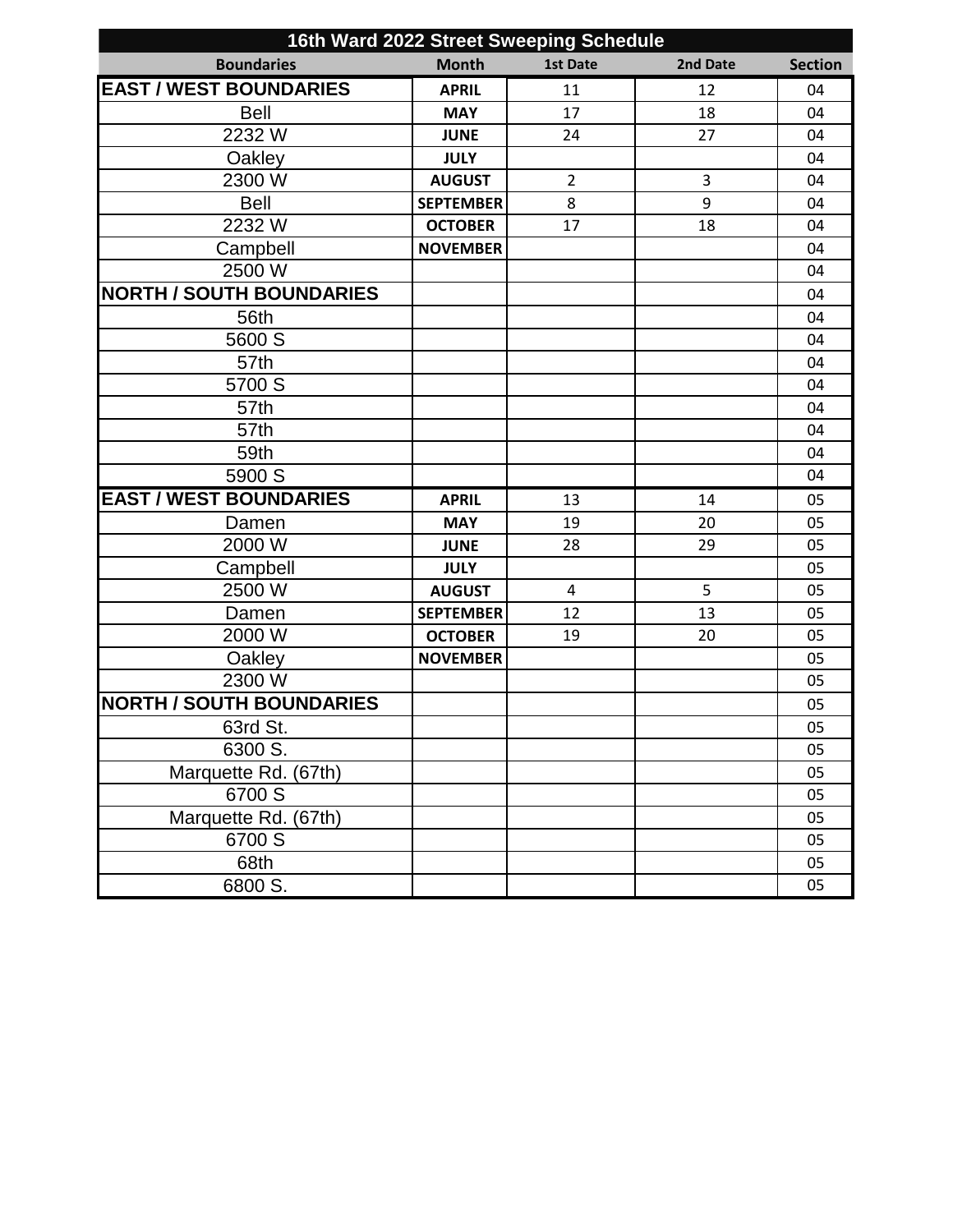# 16th Ward 2022 Street Sweeping Schedule

| Boundaries | Month | 1st Date | 2nd Date | Section |
|---|---|---|---|---|
| **EAST / WEST BOUNDARIES** | **APRIL** | 11 | 12 | 04 |
| Bell | **MAY** | 17 | 18 | 04 |
| 2232 W | **JUNE** | 24 | 27 | 04 |
| Oakley | **JULY** | | | 04 |
| 2300 W | **AUGUST** | 2 | 3 | 04 |
| Bell | **SEPTEMBER** | 8 | 9 | 04 |
| 2232 W | **OCTOBER** | 17 | 18 | 04 |
| Campbell | **NOVEMBER** | | | 04 |
| 2500 W | | | | 04 |
| **NORTH / SOUTH BOUNDARIES** | | | | 04 |
| 56th | | | | 04 |
| 5600 S | | | | 04 |
| 57th | | | | 04 |
| 5700 S | | | | 04 |
| 57th | | | | 04 |
| 57th | | | | 04 |
| 59th | | | | 04 |
| 5900 S | | | | 04 |
| **EAST / WEST BOUNDARIES** | **APRIL** | 13 | 14 | 05 |
| Damen | **MAY** | 19 | 20 | 05 |
| 2000 W | **JUNE** | 28 | 29 | 05 |
| Campbell | **JULY** | | | 05 |
| 2500 W | **AUGUST** | 4 | 5 | 05 |
| Damen | **SEPTEMBER** | 12 | 13 | 05 |
| 2000 W | **OCTOBER** | 19 | 20 | 05 |
| Oakley | **NOVEMBER** | | | 05 |
| 2300 W | | | | 05 |
| **NORTH / SOUTH BOUNDARIES** | | | | 05 |
| 63rd St. | | | | 05 |
| 6300 S. | | | | 05 |
| Marquette Rd. (67th) | | | | 05 |
| 6700 S | | | | 05 |
| Marquette Rd. (67th) | | | | 05 |
| 6700 S | | | | 05 |
| 68th | | | | 05 |
| 6800 S. | | | | 05 |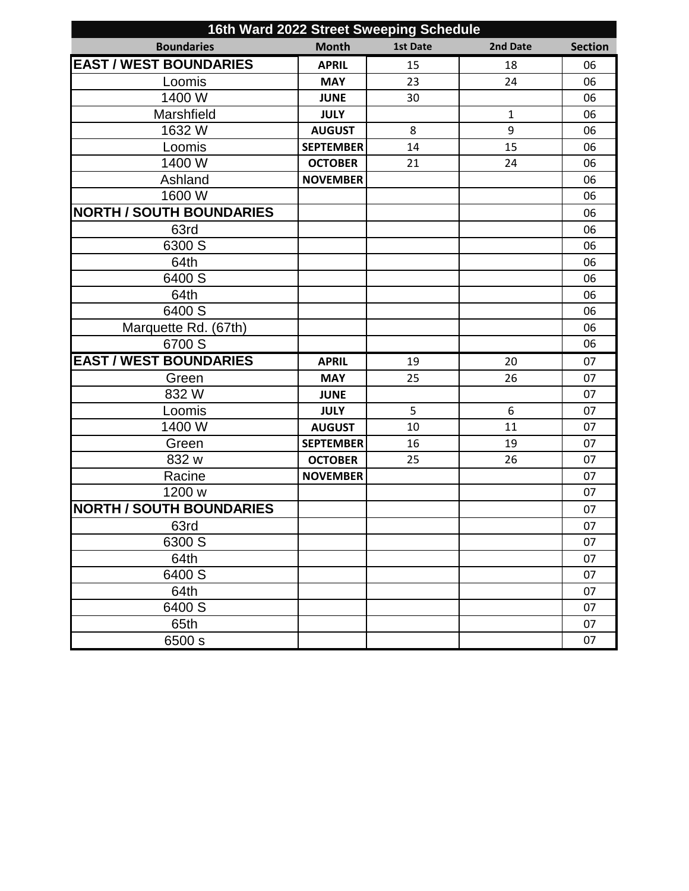| 16th Ward 2022 Street Sweeping Schedule | | | | |
|---|---|---|---|---|
| **Boundaries** | **Month** | **1st Date** | **2nd Date** | **Section** |
| **EAST / WEST BOUNDARIES** | **APRIL** | 15 | 18 | 06 |
| Loomis | **MAY** | 23 | 24 | 06 |
| 1400 W | **JUNE** | 30 | | 06 |
| Marshfield | **JULY** | | 1 | 06 |
| 1632 W | **AUGUST** | 8 | 9 | 06 |
| Loomis | **SEPTEMBER** | 14 | 15 | 06 |
| 1400 W | **OCTOBER** | 21 | 24 | 06 |
| Ashland | **NOVEMBER** | | | 06 |
| 1600 W | | | | 06 |
| **NORTH / SOUTH BOUNDARIES** | | | | 06 |
| 63rd | | | | 06 |
| 6300 S | | | | 06 |
| 64th | | | | 06 |
| 6400 S | | | | 06 |
| 64th | | | | 06 |
| 6400 S | | | | 06 |
| Marquette Rd. (67th) | | | | 06 |
| 6700 S | | | | 06 |
| **EAST / WEST BOUNDARIES** | **APRIL** | 19 | 20 | 07 |
| Green | **MAY** | 25 | 26 | 07 |
| 832 W | **JUNE** | | | 07 |
| Loomis | **JULY** | 5 | 6 | 07 |
| 1400 W | **AUGUST** | 10 | 11 | 07 |
| Green | **SEPTEMBER** | 16 | 19 | 07 |
| 832 w | **OCTOBER** | 25 | 26 | 07 |
| Racine | **NOVEMBER** | | | 07 |
| 1200 w | | | | 07 |
| **NORTH / SOUTH BOUNDARIES** | | | | 07 |
| 63rd | | | | 07 |
| 6300 S | | | | 07 |
| 64th | | | | 07 |
| 6400 S | | | | 07 |
| 64th | | | | 07 |
| 6400 S | | | | 07 |
| 65th | | | | 07 |
| 6500 s | | | | 07 |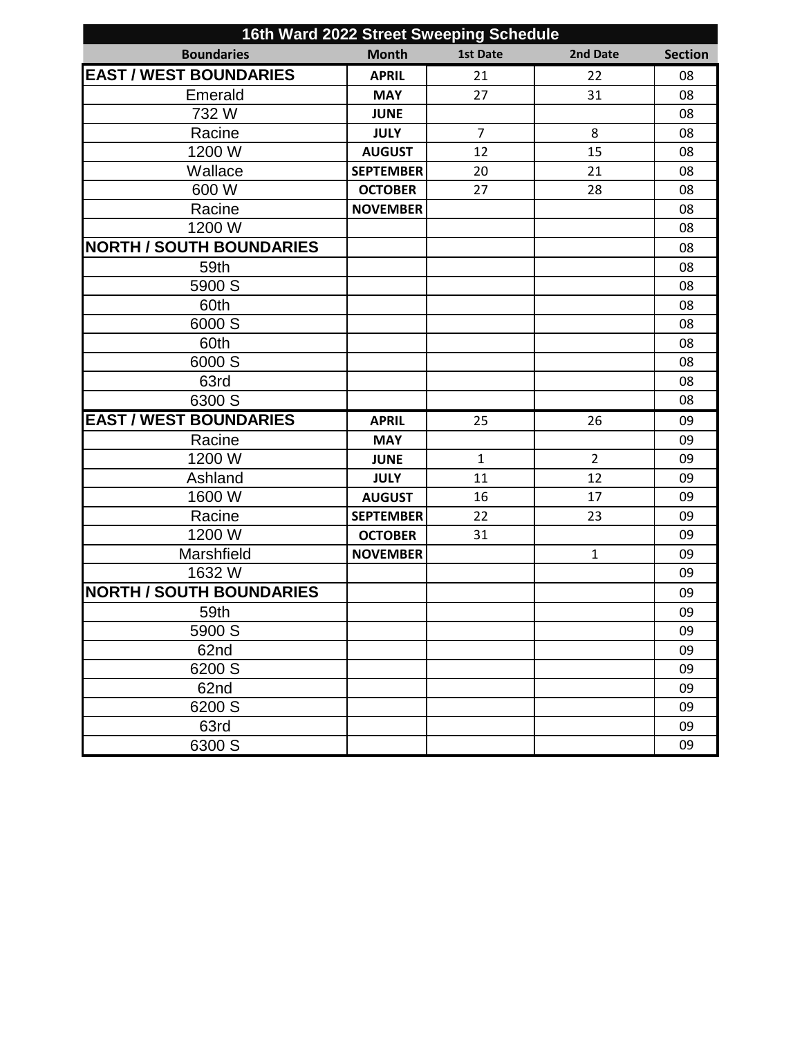| 16th Ward 2022 Street Sweeping Schedule | | | | |
|---|---|---|---|---|
| **Boundaries** | **Month** | **1st Date** | **2nd Date** | **Section** |
| **EAST / WEST BOUNDARIES** | **APRIL** | 21 | 22 | 08 |
| Emerald | **MAY** | 27 | 31 | 08 |
| 732 W | **JUNE** | | | 08 |
| Racine | **JULY** | 7 | 8 | 08 |
| 1200 W | **AUGUST** | 12 | 15 | 08 |
| Wallace | **SEPTEMBER** | 20 | 21 | 08 |
| 600 W | **OCTOBER** | 27 | 28 | 08 |
| Racine | **NOVEMBER** | | | 08 |
| 1200 W | | | | 08 |
| **NORTH / SOUTH BOUNDARIES** | | | | 08 |
| 59th | | | | 08 |
| 5900 S | | | | 08 |
| 60th | | | | 08 |
| 6000 S | | | | 08 |
| 60th | | | | 08 |
| 6000 S | | | | 08 |
| 63rd | | | | 08 |
| 6300 S | | | | 08 |
| **EAST / WEST BOUNDARIES** | **APRIL** | 25 | 26 | 09 |
| Racine | **MAY** | | | 09 |
| 1200 W | **JUNE** | 1 | 2 | 09 |
| Ashland | **JULY** | 11 | 12 | 09 |
| 1600 W | **AUGUST** | 16 | 17 | 09 |
| Racine | **SEPTEMBER** | 22 | 23 | 09 |
| 1200 W | **OCTOBER** | 31 | | 09 |
| Marshfield | **NOVEMBER** | | 1 | 09 |
| 1632 W | | | | 09 |
| **NORTH / SOUTH BOUNDARIES** | | | | 09 |
| 59th | | | | 09 |
| 5900 S | | | | 09 |
| 62nd | | | | 09 |
| 6200 S | | | | 09 |
| 62nd | | | | 09 |
| 6200 S | | | | 09 |
| 63rd | | | | 09 |
| 6300 S | | | | 09 |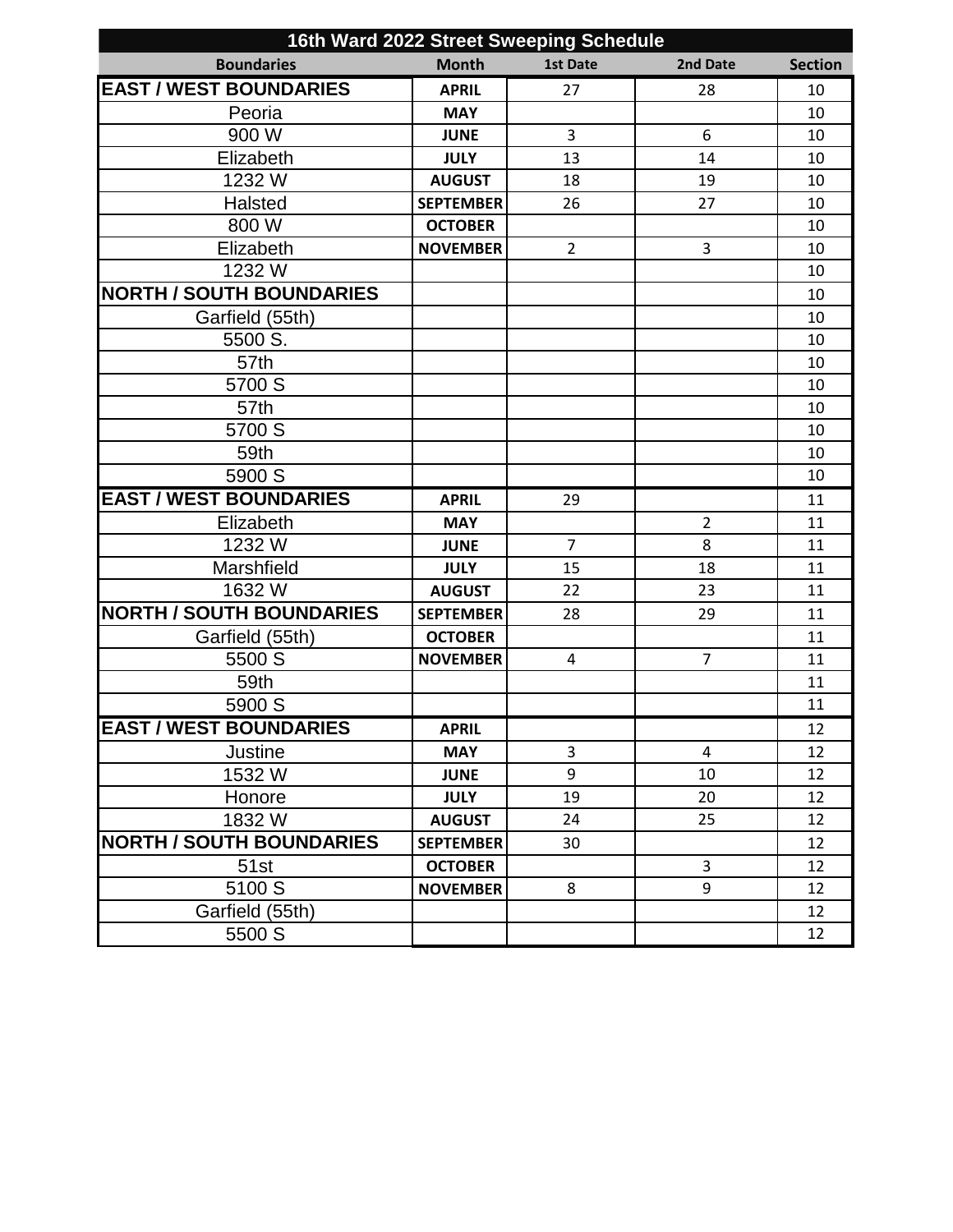| 16th Ward 2022 Street Sweeping Schedule | | | | |
|---|---|---|---|---|
| **Boundaries** | **Month** | **1st Date** | **2nd Date** | **Section** |
| **EAST / WEST BOUNDARIES** | **APRIL** | 27 | 28 | 10 |
| Peoria | **MAY** | | | 10 |
| 900 W | **JUNE** | 3 | 6 | 10 |
| Elizabeth | **JULY** | 13 | 14 | 10 |
| 1232 W | **AUGUST** | 18 | 19 | 10 |
| Halsted | **SEPTEMBER** | 26 | 27 | 10 |
| 800 W | **OCTOBER** | | | 10 |
| Elizabeth | **NOVEMBER** | 2 | 3 | 10 |
| 1232 W | | | | 10 |
| **NORTH / SOUTH BOUNDARIES** | | | | 10 |
| Garfield (55th) | | | | 10 |
| 5500 S. | | | | 10 |
| 57th | | | | 10 |
| 5700 S | | | | 10 |
| 57th | | | | 10 |
| 5700 S | | | | 10 |
| 59th | | | | 10 |
| 5900 S | | | | 10 |
| **EAST / WEST BOUNDARIES** | **APRIL** | 29 | | 11 |
| Elizabeth | **MAY** | | 2 | 11 |
| 1232 W | **JUNE** | 7 | 8 | 11 |
| Marshfield | **JULY** | 15 | 18 | 11 |
| 1632 W | **AUGUST** | 22 | 23 | 11 |
| **NORTH / SOUTH BOUNDARIES** | **SEPTEMBER** | 28 | 29 | 11 |
| Garfield (55th) | **OCTOBER** | | | 11 |
| 5500 S | **NOVEMBER** | 4 | 7 | 11 |
| 59th | | | | 11 |
| 5900 S | | | | 11 |
| **EAST / WEST BOUNDARIES** | **APRIL** | | | 12 |
| Justine | **MAY** | 3 | 4 | 12 |
| 1532 W | **JUNE** | 9 | 10 | 12 |
| Honore | **JULY** | 19 | 20 | 12 |
| 1832 W | **AUGUST** | 24 | 25 | 12 |
| **NORTH / SOUTH BOUNDARIES** | **SEPTEMBER** | 30 | | 12 |
| 51st | **OCTOBER** | | 3 | 12 |
| 5100 S | **NOVEMBER** | 8 | 9 | 12 |
| Garfield (55th) | | | | 12 |
| 5500 S | | | | 12 |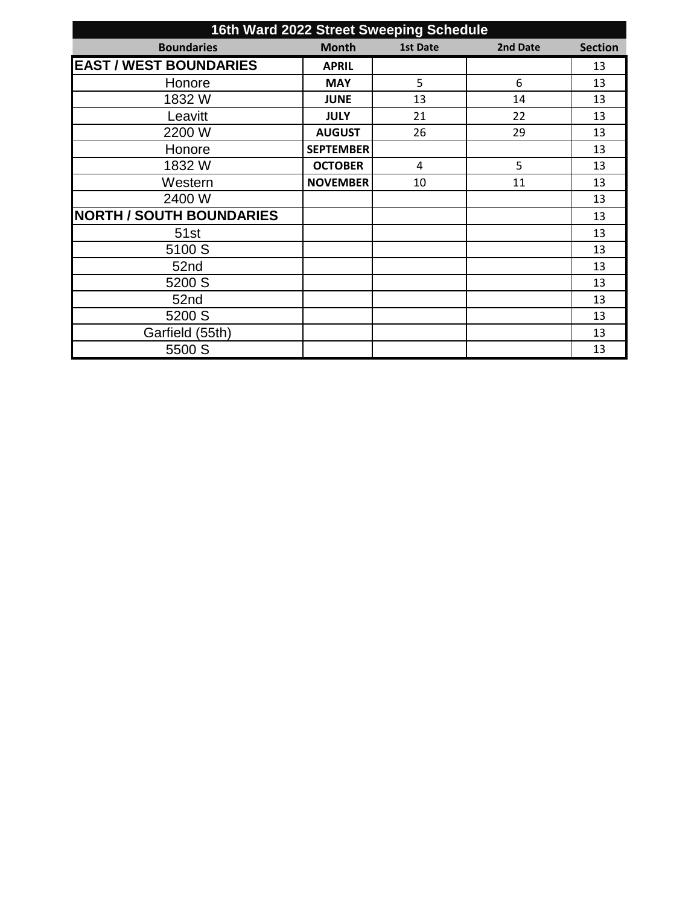| 16th Ward 2022 Street Sweeping Schedule | | | | |
|---|---|---|---|---|
| **Boundaries** | **Month** | **1st Date** | **2nd Date** | **Section** |
| **EAST / WEST BOUNDARIES** | **APRIL** | | | 13 |
| Honore | **MAY** | 5 | 6 | 13 |
| 1832 W | **JUNE** | 13 | 14 | 13 |
| Leavitt | **JULY** | 21 | 22 | 13 |
| 2200 W | **AUGUST** | 26 | 29 | 13 |
| Honore | **SEPTEMBER** | | | 13 |
| 1832 W | **OCTOBER** | 4 | 5 | 13 |
| Western | **NOVEMBER** | 10 | 11 | 13 |
| 2400 W | | | | 13 |
| **NORTH / SOUTH BOUNDARIES** | | | | 13 |
| 51st | | | | 13 |
| 5100 S | | | | 13 |
| 52nd | | | | 13 |
| 5200 S | | | | 13 |
| 52nd | | | | 13 |
| 5200 S | | | | 13 |
| Garfield (55th) | | | | 13 |
| 5500 S | | | | 13 |